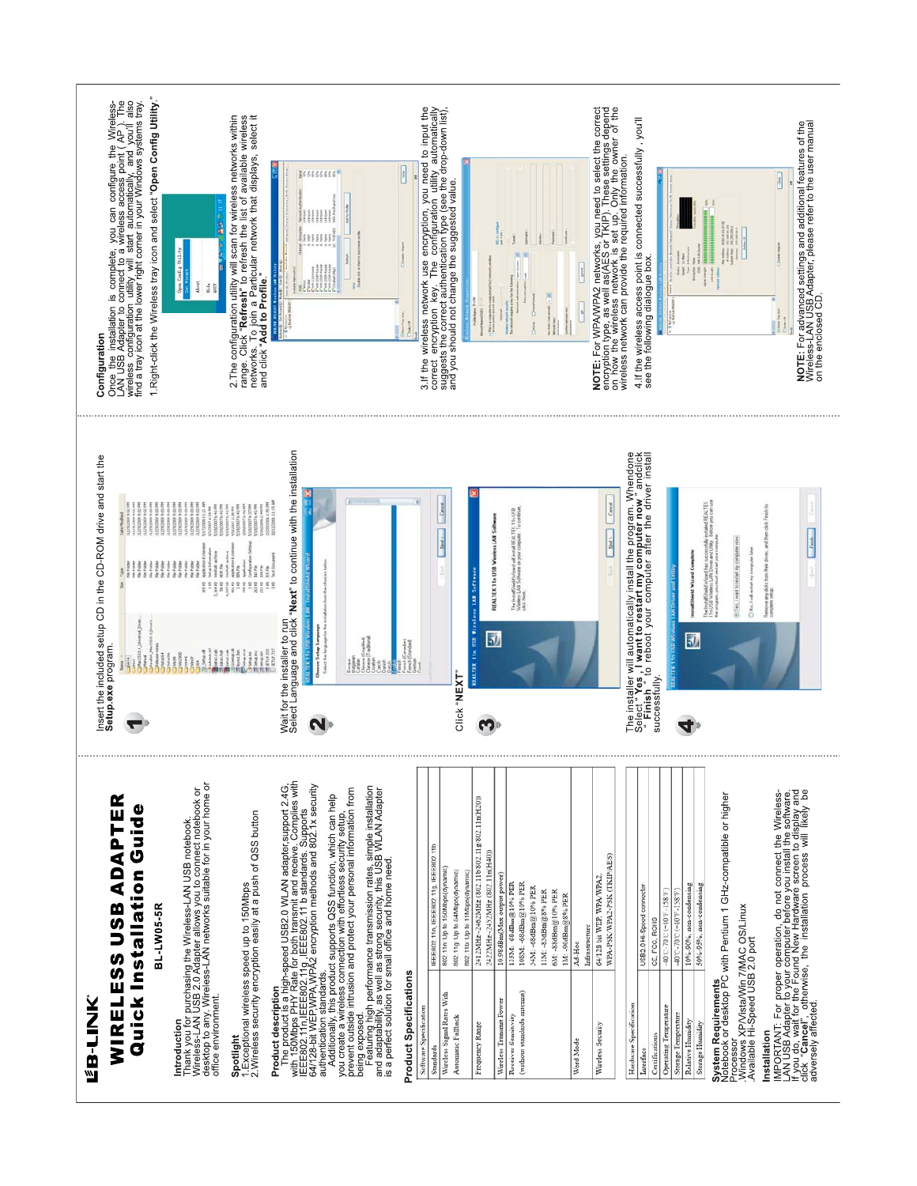# B-LINK

# WIRELESS USB ADAPTER Quick Installation Guide

**BL-LW05-5R**

## Introduction

Thank you for purchasing the Wireless-LAN USB notebook. Wireless-LAN USB 2.0 Adapter allows you to connect notebook or desktop to any. Wireless-LAN networks suitable for in your home or office environment.

## Spotlight

1.Exceptional wireless speed up to 150Mbps
2.Wireless security encryption easily at a push of QSS button

## Product description

The product is a high-speed USB2.0 WLAN adapter,support 2.4G, with 150Mbps PHY Rate for both transmit and receive. Complies with IEEE802.11n,IEEE802.11g, IEEE802.11 b standards. Supports 64/128-bit WEP,WPA,WPA2 encryption methods and 802.1x security authentication standards.

Additionally, this product supports QSS function, which can help you create a wireless connection with effortless security setup, prevent outside intrusion and protect your personal information from being exposed.

Featuring high performance transmission rates, simple installation and adaptability, as well as strong security, this USB WLAN Adapter is a perfect solution for small office and home need.

## Product Specifications

| Software Specification | |
|---|---|
| Standards | IEEE802.11n, IEEE802.11g, IEEE802.11b |
| Wireless Signal Rates With Automatic Fallback | 802.11n: Up to 150Mbps(dynamic)<br>802.11g: Up to 54Mbps(dynamic)<br>802.11b: Up to 11Mbps(dynamic) |
| Frequency Range | 2412MHz~2462MHz (802.11b/802.11g/802.11n(H20))<br>2422MHz~2452MHz (802.11n(H40)) |
| Wireless Transmit Power | 10.98dBm(Max output power) |
| Receiver Sensitivity (without antenna's current) | 135M: -68dBm@10% PER<br>108M: -68dBm@10% PER<br>54M: -68dBm@10% PER<br>11M: -85dBm@8% PER<br>6M: -88dBm@10% PER<br>1M: -90dBm@8% PER |
| Word Mode | Ad-Hoc<br>Infrastructure |
| Wireless Security | 64/128 bit WEP, WPA, WPA2,<br>WPA-PSK/WPA2-PSK (TKIP/AES) |

| Hardware Specification | |
|---|---|
| Interface | USB2.0 Hi-Speed connector |
| Certifications | CE, FCC, ROHS |
| Operating Temperature | -10℃~70℃ (+10°F~158°F) |
| Storage Temperature | -40℃~70℃ (-40°F~158°F) |
| Relative Humidity | 10%~90%, non-condensing |
| Storage Humidity | 5%~95%, non-condensing |

## System Requirements

Notebook or desktop PC with Pentium 1 GHz-compatible or higher Processor
Windows XP/Vista/Win 7/MAC OS/Linux
Available Hi-Speed USB 2.0 port

## Installation

IMPORTANT: For proper operation, do not connect the Wireless-LAN USB Adapter to your computer before you install the software. If you wait for the Found New Hardware screen to display and click "**Cancel**", otherwise, the installation process will likely be adversely affected.

**1** Insert the included setup CD in the CD-ROM drive and start the **Setup.exe** program.

**2** Wait for the installer to run
Select Language and click "**Next**" to continue with the installation

**3** Click "**NEXT**"

**4** The installer will automatically install the program. Whendone Select "**Yes , I want to restart my computer now**" andclick "**Finish**" to reboot your computer after the driver install successfully.

## Configuration

Once the installation is complete, you can configure the Wireless-LAN USB Adapter to connect to a wireless access point (AP). The wireless configuration utility will start automatically, and you'll also find a tray icon at the lower right corner in your Windows systems tray.

1.Right-click the Wireless tray icon and select "**Open Config Utility**."

2.The configuration utility will scan for wireless networks within range. Click "**Refresh**" to refresh the list of available wireless networks. To join a Particular network that displays, select it and click "**Add to Profile**."

3.If the wireless network use encryption, you need to input the correct encryption key. The configuration utility automatically suggests the correct authentication type (see the drop-down list), and you should not change the suggested value.

**NOTE:** For WPA/WPA2 networks, you need to select the correct encryption type, as well as(AES or TKIP). These settings depend on how the wireless network is set up. Only the owner of the wireless network can provide the required information.

4.If the wireless access point is connected successfully , you'll see the following dialogue box.

**NOTE:** For advanced settings and additional features of the Wireless-LAN USB Adapter, please refer to the user manual on the enclosed CD.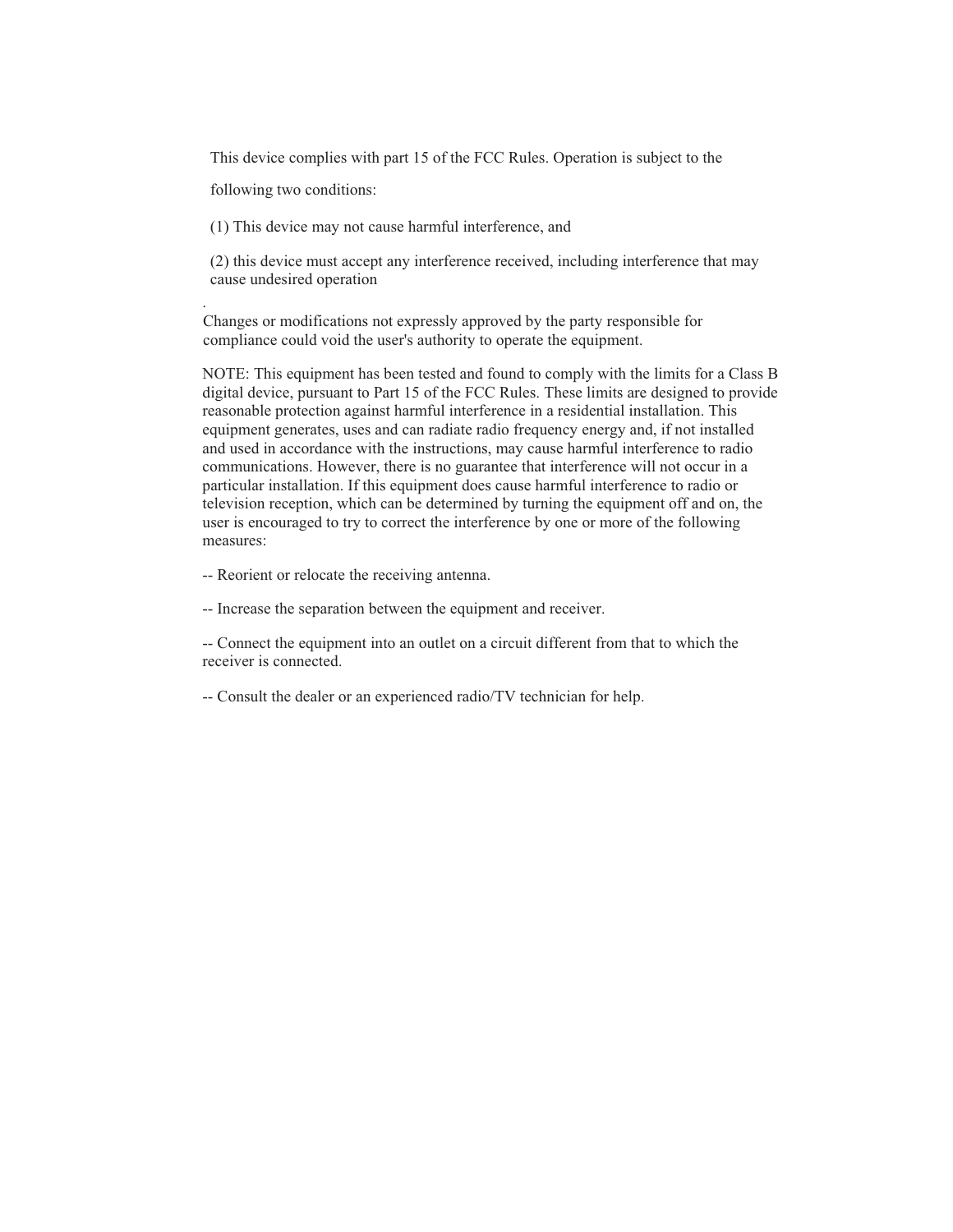This device complies with part 15 of the FCC Rules. Operation is subject to the following two conditions:

(1) This device may not cause harmful interference, and

(2) this device must accept any interference received, including interference that may cause undesired operation

.

Changes or modifications not expressly approved by the party responsible for compliance could void the user's authority to operate the equipment.

NOTE: This equipment has been tested and found to comply with the limits for a Class B digital device, pursuant to Part 15 of the FCC Rules. These limits are designed to provide reasonable protection against harmful interference in a residential installation. This equipment generates, uses and can radiate radio frequency energy and, if not installed and used in accordance with the instructions, may cause harmful interference to radio communications. However, there is no guarantee that interference will not occur in a particular installation. If this equipment does cause harmful interference to radio or television reception, which can be determined by turning the equipment off and on, the user is encouraged to try to correct the interference by one or more of the following measures:

-- Reorient or relocate the receiving antenna.

-- Increase the separation between the equipment and receiver.

-- Connect the equipment into an outlet on a circuit different from that to which the receiver is connected.

-- Consult the dealer or an experienced radio/TV technician for help.